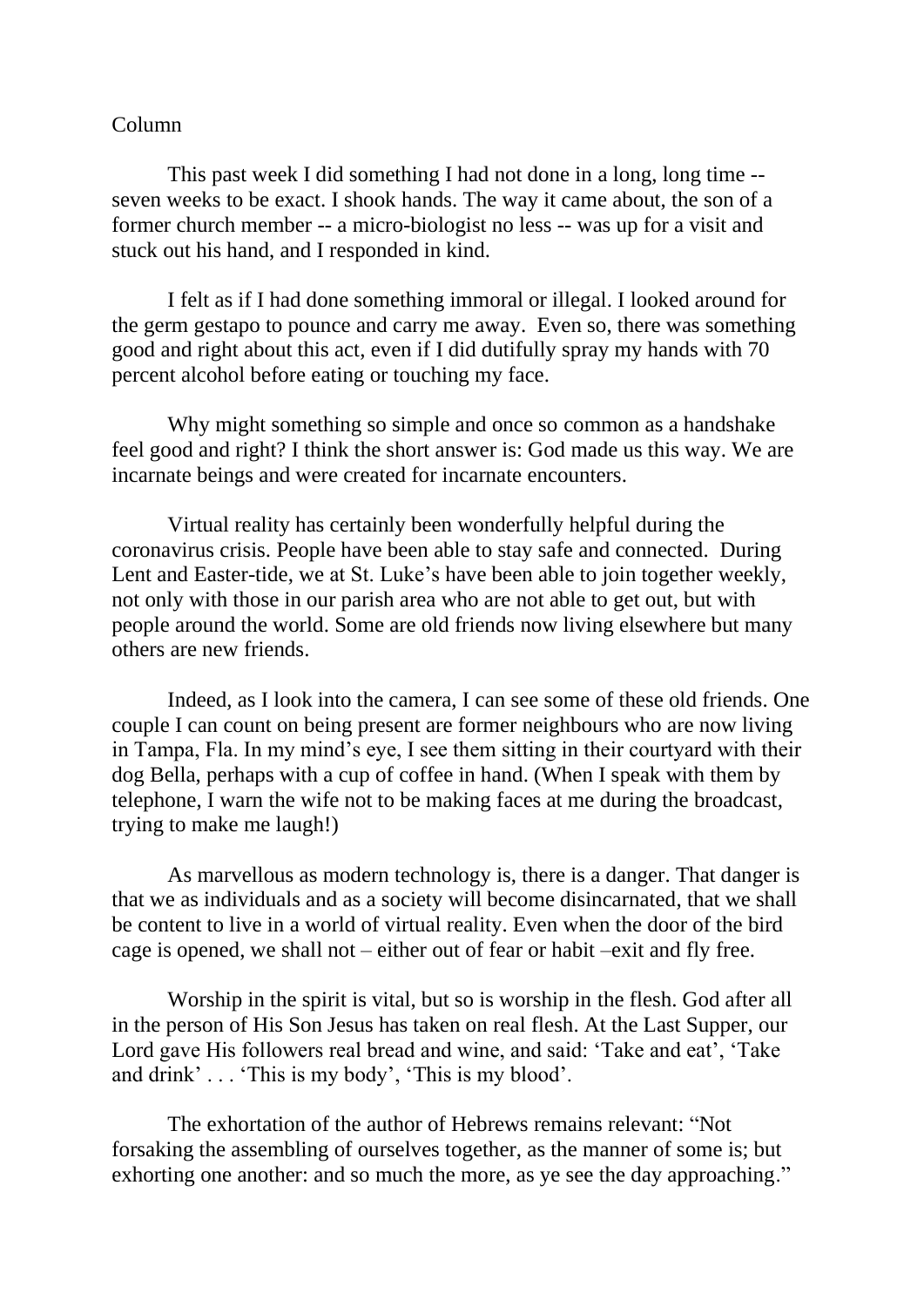Column

This past week I did something I had not done in a long, long time -- seven weeks to be exact. I shook hands. The way it came about, the son of a former church member -- a micro-biologist no less -- was up for a visit and stuck out his hand, and I responded in kind.

I felt as if I had done something immoral or illegal. I looked around for the germ gestapo to pounce and carry me away. Even so, there was something good and right about this act, even if I did dutifully spray my hands with 70 percent alcohol before eating or touching my face.

Why might something so simple and once so common as a handshake feel good and right? I think the short answer is: God made us this way. We are incarnate beings and were created for incarnate encounters.

Virtual reality has certainly been wonderfully helpful during the coronavirus crisis. People have been able to stay safe and connected. During Lent and Easter-tide, we at St. Luke's have been able to join together weekly, not only with those in our parish area who are not able to get out, but with people around the world. Some are old friends now living elsewhere but many others are new friends.

Indeed, as I look into the camera, I can see some of these old friends. One couple I can count on being present are former neighbours who are now living in Tampa, Fla. In my mind's eye, I see them sitting in their courtyard with their dog Bella, perhaps with a cup of coffee in hand. (When I speak with them by telephone, I warn the wife not to be making faces at me during the broadcast, trying to make me laugh!)

As marvellous as modern technology is, there is a danger. That danger is that we as individuals and as a society will become disincarnated, that we shall be content to live in a world of virtual reality. Even when the door of the bird cage is opened, we shall not – either out of fear or habit –exit and fly free.

Worship in the spirit is vital, but so is worship in the flesh. God after all in the person of His Son Jesus has taken on real flesh. At the Last Supper, our Lord gave His followers real bread and wine, and said: 'Take and eat', 'Take and drink' . . . 'This is my body', 'This is my blood'.

The exhortation of the author of Hebrews remains relevant: "Not forsaking the assembling of ourselves together, as the manner of some is; but exhorting one another: and so much the more, as ye see the day approaching."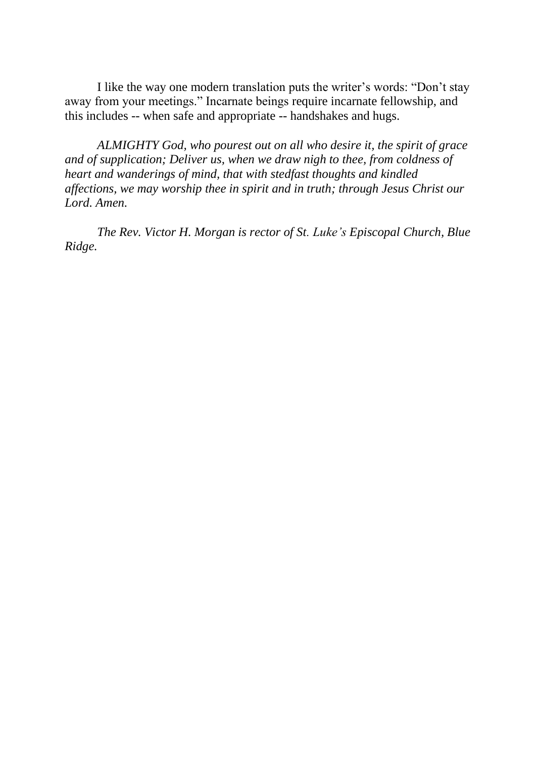I like the way one modern translation puts the writer's words: "Don't stay away from your meetings." Incarnate beings require incarnate fellowship, and this includes -- when safe and appropriate -- handshakes and hugs.

*ALMIGHTY God, who pourest out on all who desire it, the spirit of grace and of supplication; Deliver us, when we draw nigh to thee, from coldness of heart and wanderings of mind, that with stedfast thoughts and kindled affections, we may worship thee in spirit and in truth; through Jesus Christ our Lord. Amen.*

*The Rev. Victor H. Morgan is rector of St. Luke's Episcopal Church, Blue Ridge.*